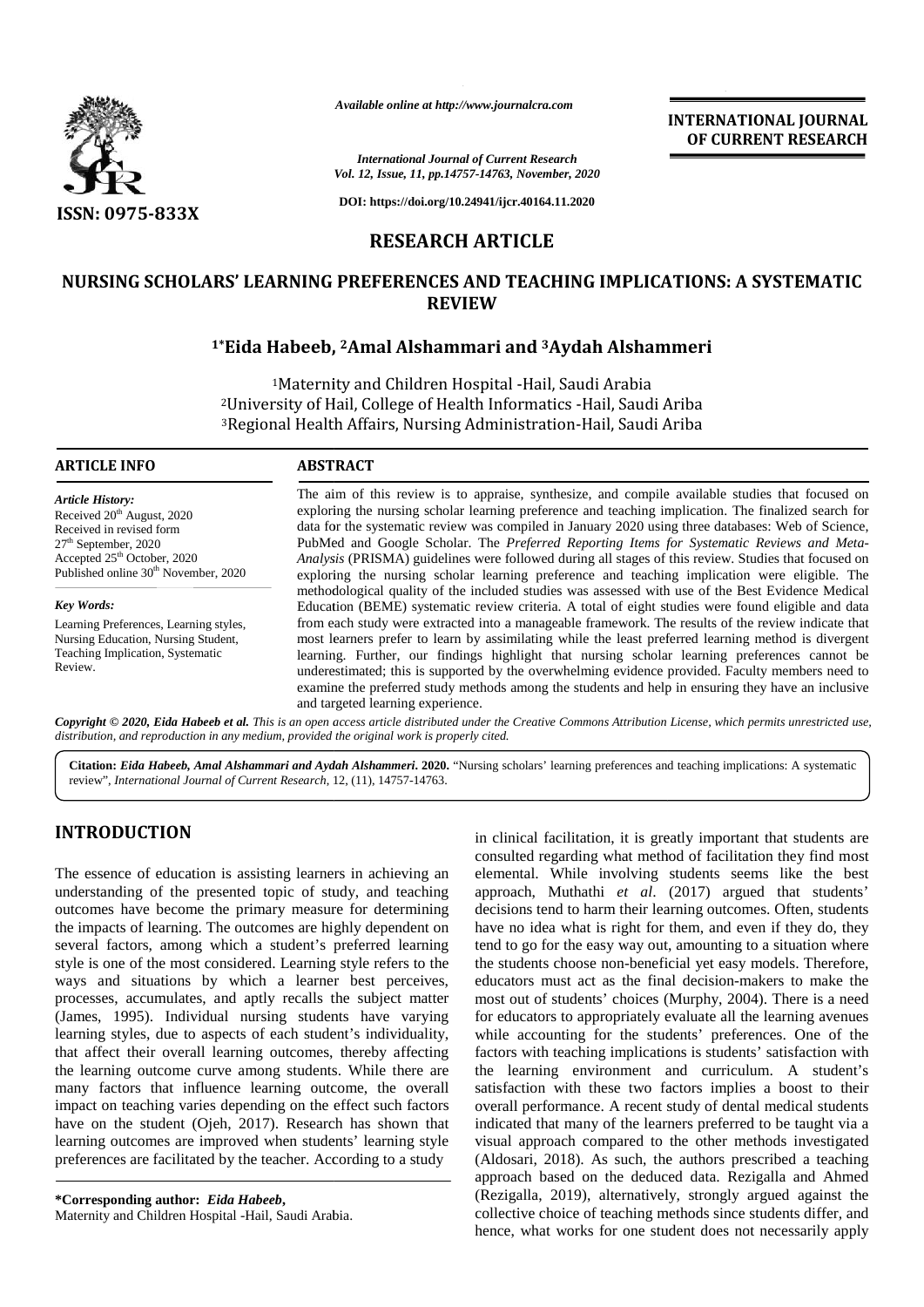ISSN: 0975-833X

*Available online at http://www.journalcra.com*

*International Journal of Current Research*
*Vol. 12, Issue, 11, pp.14757-14763, November, 2020*

DOI: https://doi.org/10.24941/ijcr.40164.11.2020

**INTERNATIONAL JOURNAL OF CURRENT RESEARCH**

## RESEARCH ARTICLE

# NURSING SCHOLARS' LEARNING PREFERENCES AND TEACHING IMPLICATIONS: A SYSTEMATIC REVIEW

**[1*]Eida Habeeb, [2]Amal Alshammari and [3]Aydah Alshammeri**

[1]Maternity and Children Hospital -Hail, Saudi Arabia
[2]University of Hail, College of Health Informatics -Hail, Saudi Ariba
[3]Regional Health Affairs, Nursing Administration-Hail, Saudi Ariba

### ARTICLE INFO

*Article History:*
Received 20[th] August, 2020
Received in revised form
27[th] September, 2020
Accepted 25[th] October, 2020
Published online 30[th] November, 2020

*Key Words:*
Learning Preferences, Learning styles, Nursing Education, Nursing Student, Teaching Implication, Systematic Review.

### ABSTRACT

The aim of this review is to appraise, synthesize, and compile available studies that focused on exploring the nursing scholar learning preference and teaching implication. The finalized search for data for the systematic review was compiled in January 2020 using three databases: Web of Science, PubMed and Google Scholar. The *Preferred Reporting Items for Systematic Reviews and Meta-Analysis* (PRISMA) guidelines were followed during all stages of this review. Studies that focused on exploring the nursing scholar learning preference and teaching implication were eligible. The methodological quality of the included studies was assessed with use of the Best Evidence Medical Education (BEME) systematic review criteria. A total of eight studies were found eligible and data from each study were extracted into a manageable framework. The results of the review indicate that most learners prefer to learn by assimilating while the least preferred learning method is divergent learning. Further, our findings highlight that nursing scholar learning preferences cannot be underestimated; this is supported by the overwhelming evidence provided. Faculty members need to examine the preferred study methods among the students and help in ensuring they have an inclusive and targeted learning experience.

*Copyright © 2020, Eida Habeeb et al. This is an open access article distributed under the Creative Commons Attribution License, which permits unrestricted use, distribution, and reproduction in any medium, provided the original work is properly cited.*

**Citation:** ***Eida Habeeb, Amal Alshammari and Aydah Alshammeri.* 2020.** "Nursing scholars' learning preferences and teaching implications: A systematic review", *International Journal of Current Research*, 12, (11), 14757-14763.

## INTRODUCTION

The essence of education is assisting learners in achieving an understanding of the presented topic of study, and teaching outcomes have become the primary measure for determining the impacts of learning. The outcomes are highly dependent on several factors, among which a student's preferred learning style is one of the most considered. Learning style refers to the ways and situations by which a learner best perceives, processes, accumulates, and aptly recalls the subject matter (James, 1995). Individual nursing students have varying learning styles, due to aspects of each student's individuality, that affect their overall learning outcomes, thereby affecting the learning outcome curve among students. While there are many factors that influence learning outcome, the overall impact on teaching varies depending on the effect such factors have on the student (Ojeh, 2017). Research has shown that learning outcomes are improved when students' learning style preferences are facilitated by the teacher. According to a study in clinical facilitation, it is greatly important that students are consulted regarding what method of facilitation they find most elemental. While involving students seems like the best approach, Muthathi *et al*. (2017) argued that students' decisions tend to harm their learning outcomes. Often, students have no idea what is right for them, and even if they do, they tend to go for the easy way out, amounting to a situation where the students choose non-beneficial yet easy models. Therefore, educators must act as the final decision-makers to make the most out of students' choices (Murphy, 2004). There is a need for educators to appropriately evaluate all the learning avenues while accounting for the students' preferences. One of the factors with teaching implications is students' satisfaction with the learning environment and curriculum. A student's satisfaction with these two factors implies a boost to their overall performance. A recent study of dental medical students indicated that many of the learners preferred to be taught via a visual approach compared to the other methods investigated (Aldosari, 2018). As such, the authors prescribed a teaching approach based on the deduced data. Rezigalla and Ahmed (Rezigalla, 2019), alternatively, strongly argued against the collective choice of teaching methods since students differ, and hence, what works for one student does not necessarily apply

**\*Corresponding author:** ***Eida Habeeb*,**
Maternity and Children Hospital -Hail, Saudi Arabia.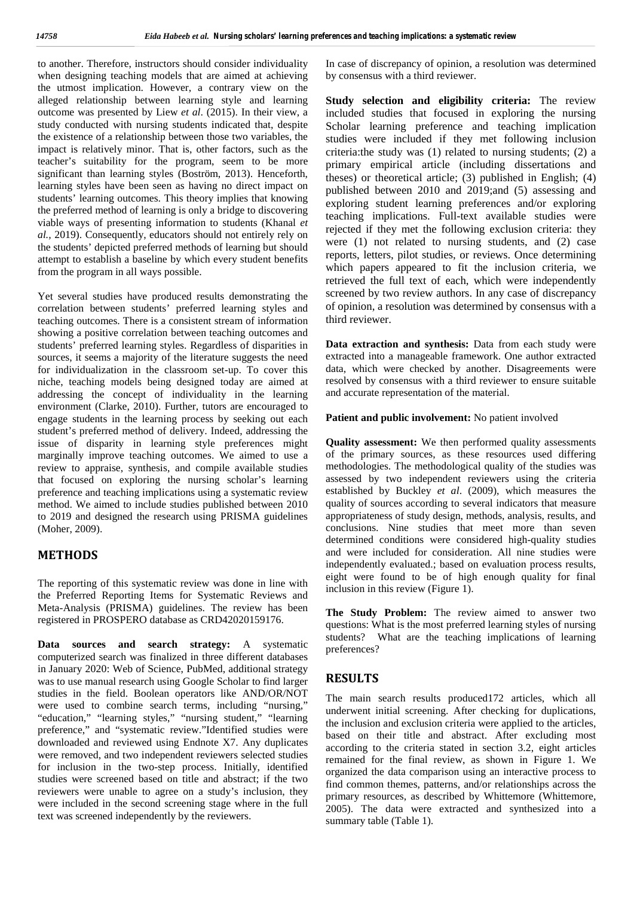to another. Therefore, instructors should consider individuality when designing teaching models that are aimed at achieving the utmost implication. However, a contrary view on the alleged relationship between learning style and learning outcome was presented by Liew *et al*. (2015). In their view, a study conducted with nursing students indicated that, despite the existence of a relationship between those two variables, the impact is relatively minor. That is, other factors, such as the teacher's suitability for the program, seem to be more significant than learning styles (Boström, 2013). Henceforth, learning styles have been seen as having no direct impact on students' learning outcomes. This theory implies that knowing the preferred method of learning is only a bridge to discovering viable ways of presenting information to students (Khanal *et al.,* 2019). Consequently, educators should not entirely rely on the students' depicted preferred methods of learning but should attempt to establish a baseline by which every student benefits from the program in all ways possible.

Yet several studies have produced results demonstrating the correlation between students' preferred learning styles and teaching outcomes. There is a consistent stream of information showing a positive correlation between teaching outcomes and students' preferred learning styles. Regardless of disparities in sources, it seems a majority of the literature suggests the need for individualization in the classroom set-up. To cover this niche, teaching models being designed today are aimed at addressing the concept of individuality in the learning environment (Clarke, 2010). Further, tutors are encouraged to engage students in the learning process by seeking out each student's preferred method of delivery. Indeed, addressing the issue of disparity in learning style preferences might marginally improve teaching outcomes. We aimed to use a review to appraise, synthesis, and compile available studies that focused on exploring the nursing scholar's learning preference and teaching implications using a systematic review method. We aimed to include studies published between 2010 to 2019 and designed the research using PRISMA guidelines (Moher, 2009).

## METHODS

The reporting of this systematic review was done in line with the Preferred Reporting Items for Systematic Reviews and Meta-Analysis (PRISMA) guidelines. The review has been registered in PROSPERO database as CRD42020159176.

**Data sources and search strategy:** A systematic computerized search was finalized in three different databases in January 2020: Web of Science, PubMed, additional strategy was to use manual research using Google Scholar to find larger studies in the field. Boolean operators like AND/OR/NOT were used to combine search terms, including "nursing," "education," "learning styles," "nursing student," "learning preference," and "systematic review."Identified studies were downloaded and reviewed using Endnote X7. Any duplicates were removed, and two independent reviewers selected studies for inclusion in the two-step process. Initially, identified studies were screened based on title and abstract; if the two reviewers were unable to agree on a study's inclusion, they were included in the second screening stage where in the full text was screened independently by the reviewers.

In case of discrepancy of opinion, a resolution was determined by consensus with a third reviewer.

**Study selection and eligibility criteria:** The review included studies that focused in exploring the nursing Scholar learning preference and teaching implication studies were included if they met following inclusion criteria:the study was (1) related to nursing students; (2) a primary empirical article (including dissertations and theses) or theoretical article; (3) published in English; (4) published between 2010 and 2019;and (5) assessing and exploring student learning preferences and/or exploring teaching implications. Full-text available studies were rejected if they met the following exclusion criteria: they were (1) not related to nursing students, and (2) case reports, letters, pilot studies, or reviews. Once determining which papers appeared to fit the inclusion criteria, we retrieved the full text of each, which were independently screened by two review authors. In any case of discrepancy of opinion, a resolution was determined by consensus with a third reviewer.

**Data extraction and synthesis:** Data from each study were extracted into a manageable framework. One author extracted data, which were checked by another. Disagreements were resolved by consensus with a third reviewer to ensure suitable and accurate representation of the material.

**Patient and public involvement:** No patient involved

**Quality assessment:** We then performed quality assessments of the primary sources, as these resources used differing methodologies. The methodological quality of the studies was assessed by two independent reviewers using the criteria established by Buckley *et al*. (2009), which measures the quality of sources according to several indicators that measure appropriateness of study design, methods, analysis, results, and conclusions. Nine studies that meet more than seven determined conditions were considered high-quality studies and were included for consideration. All nine studies were independently evaluated.; based on evaluation process results, eight were found to be of high enough quality for final inclusion in this review (Figure 1).

**The Study Problem:** The review aimed to answer two questions: What is the most preferred learning styles of nursing students? What are the teaching implications of learning preferences?

## RESULTS

The main search results produced172 articles, which all underwent initial screening. After checking for duplications, the inclusion and exclusion criteria were applied to the articles, based on their title and abstract. After excluding most according to the criteria stated in section 3.2, eight articles remained for the final review, as shown in Figure 1. We organized the data comparison using an interactive process to find common themes, patterns, and/or relationships across the primary resources, as described by Whittemore (Whittemore, 2005). The data were extracted and synthesized into a summary table (Table 1).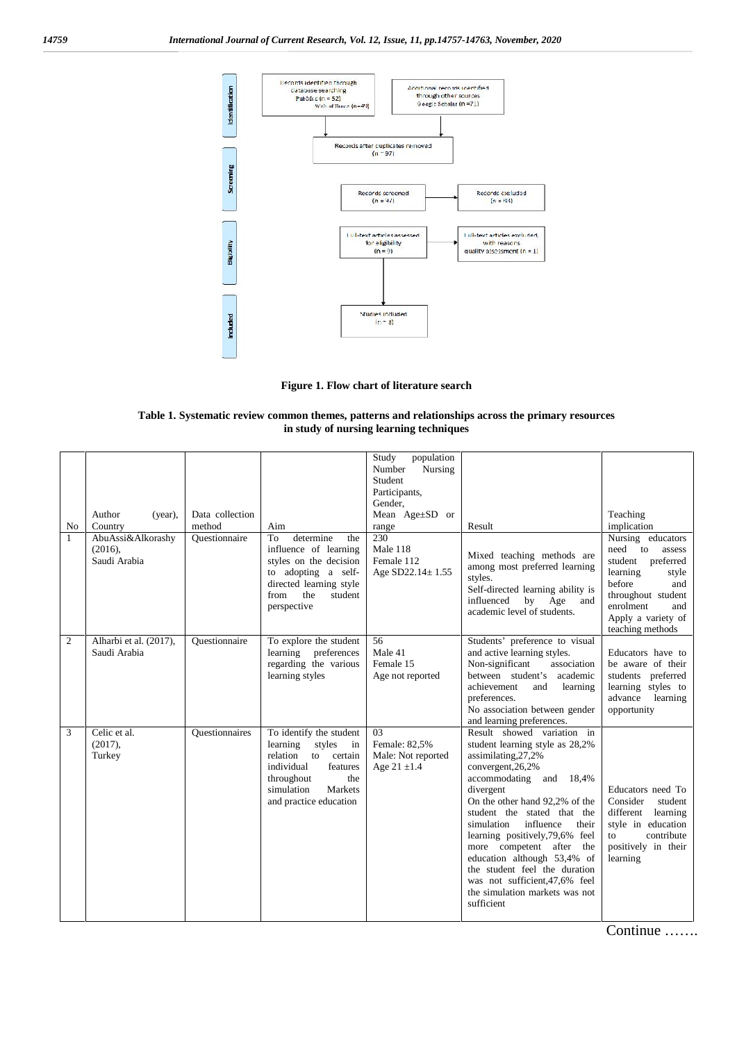Figure 1. Flow chart of literature search

**Table 1. Systematic review common themes, patterns and relationships across the primary resources in study of nursing learning techniques**

| No | Author (year), Country | Data collection method | Aim | Study population Number Nursing Student Participants, Gender, Mean Age±SD or range | Result | Teaching implication |
|---|---|---|---|---|---|---|
| 1 | AbuAssi&Alkorashy (2016), Saudi Arabia | Questionnaire | To determine the influence of learning styles on the decision to adopting a self-directed learning style from the student perspective | 230 Male 118 Female 112 Age SD22.14± 1.55 | Mixed teaching methods are among most preferred learning styles. Self-directed learning ability is influenced by Age and academic level of students. | Nursing educators need to assess student preferred learning style before and throughout student enrolment and Apply a variety of teaching methods |
| 2 | Alharbi et al. (2017), Saudi Arabia | Questionnaire | To explore the student learning preferences regarding the various learning styles | 56 Male 41 Female 15 Age not reported | Students' preference to visual and active learning styles. Non-significant association between student's academic achievement and learning preferences. No association between gender and learning preferences. | Educators have to be aware of their students preferred learning styles to advance learning opportunity |
| 3 | Celic et al. (2017), Turkey | Questionnaires | To identify the student learning styles in relation to certain individual features throughout the simulation Markets and practice education | 03 Female: 82,5% Male: Not reported Age 21 ±1.4 | Result showed variation in student learning style as 28,2% assimilating,27,2% convergent,26,2% accommodating and 18,4% divergent On the other hand 92,2% of the student the stated that the simulation influence their learning positively,79,6% feel more competent after the education although 53,4% of the student feel the duration was not sufficient,47,6% feel the simulation markets was not sufficient | Educators need To Consider student different learning style in education to contribute positively in their learning |

Continue …….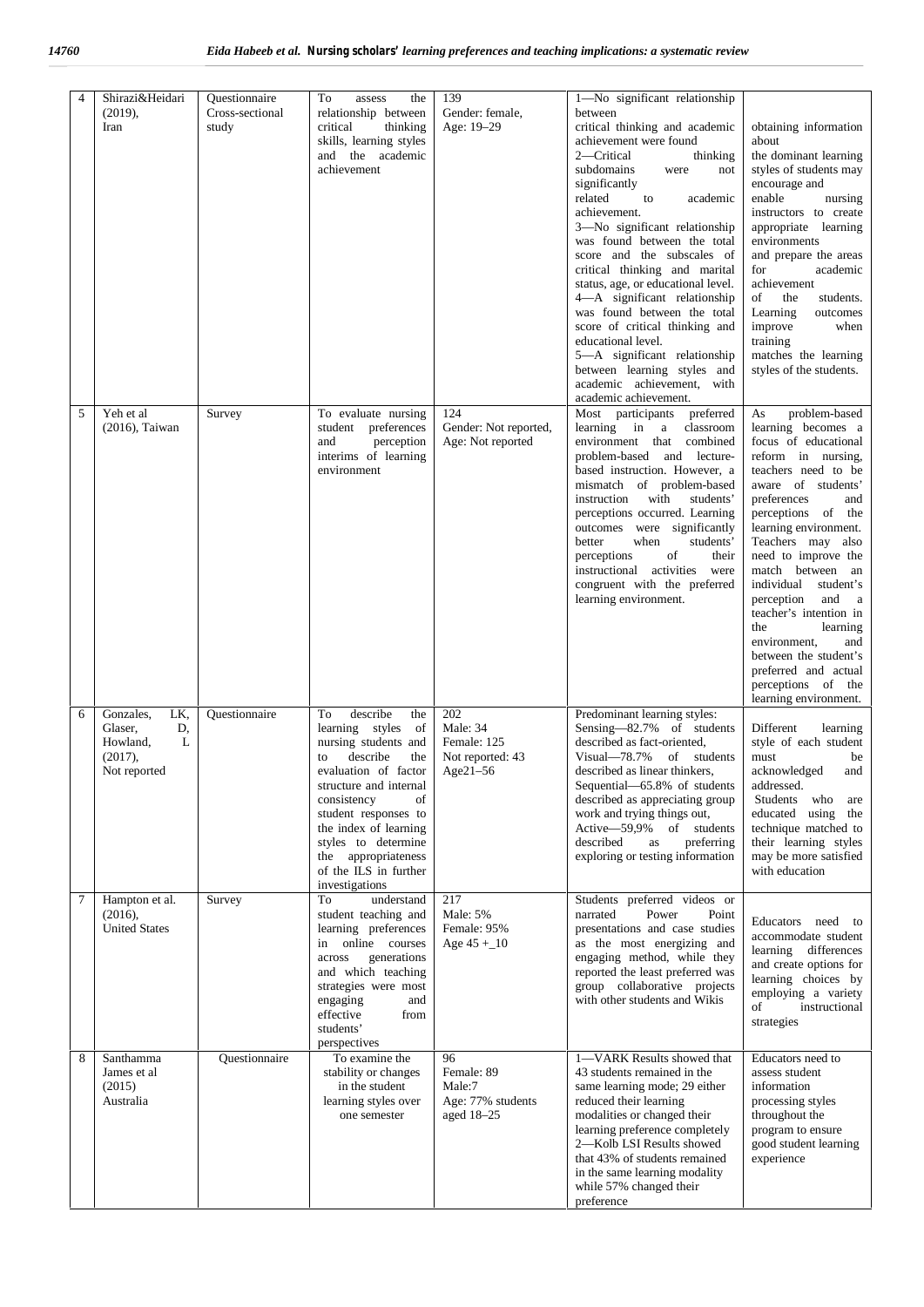| 4 | Shirazi&Heidari (2019), Iran | Questionnaire Cross-sectional study | To assess the relationship between critical thinking skills, learning styles and the academic achievement | 139 Gender: female, Age: 19–29 | 1—No significant relationship between critical thinking and academic achievement were found 2—Critical thinking subdomains were not significantly related to academic achievement. 3—No significant relationship was found between the total score and the subscales of critical thinking and marital status, age, or educational level. 4—A significant relationship was found between the total score of critical thinking and educational level. 5—A significant relationship between learning styles and academic achievement, with academic achievement. | obtaining information about the dominant learning styles of students may encourage and enable nursing instructors to create appropriate learning environments and prepare the areas for academic achievement of the students. Learning outcomes improve when training matches the learning styles of the students. |
|---|---|---|---|---|---|---|
| 5 | Yeh et al (2016), Taiwan | Survey | To evaluate nursing student preferences and perception interims of learning environment | 124 Gender: Not reported, Age: Not reported | Most participants preferred learning in a classroom environment that combined problem-based and lecture-based instruction. However, a mismatch of problem-based instruction with students' perceptions occurred. Learning outcomes were significantly better when students' perceptions of their instructional activities were congruent with the preferred learning environment. | As problem-based learning becomes a focus of educational reform in nursing, teachers need to be aware of students' preferences and perceptions of the learning environment. Teachers may also need to improve the match between an individual student's perception and a teacher's intention in the learning environment, and between the student's preferred and actual perceptions of the learning environment. |
| 6 | Gonzales, LK, Glaser, D, Howland, L (2017), Not reported | Questionnaire | To describe the learning styles of nursing students and to describe the evaluation of factor structure and internal consistency of student responses to the index of learning styles to determine the appropriateness of the ILS in further investigations | 202 Male: 34 Female: 125 Not reported: 43 Age21–56 | Predominant learning styles: Sensing—82.7% of students described as fact-oriented, Visual—78.7% of students described as linear thinkers, Sequential—65.8% of students described as appreciating group work and trying things out, Active—59,9% of students described as preferring exploring or testing information | Different learning style of each student must be acknowledged and addressed. Students who are educated using the technique matched to their learning styles may be more satisfied with education |
| 7 | Hampton et al. (2016), United States | Survey | To understand student teaching and learning preferences in online courses across generations and which teaching strategies were most engaging and effective from students' perspectives | 217 Male: 5% Female: 95% Age 45 +_10 | Students preferred videos or narrated Power Point presentations and case studies as the most energizing and engaging method, while they reported the least preferred was group collaborative projects with other students and Wikis | Educators need to accommodate student learning differences and create options for learning choices by employing a variety of instructional strategies |
| 8 | Santhamma James et al (2015) Australia | Questionnaire | To examine the stability or changes in the student learning styles over one semester | 96 Female: 89 Male:7 Age: 77% students aged 18–25 | 1—VARK Results showed that 43 students remained in the same learning mode; 29 either reduced their learning modalities or changed their learning preference completely 2—Kolb LSI Results showed that 43% of students remained in the same learning modality while 57% changed their preference | Educators need to assess student information processing styles throughout the program to ensure good student learning experience |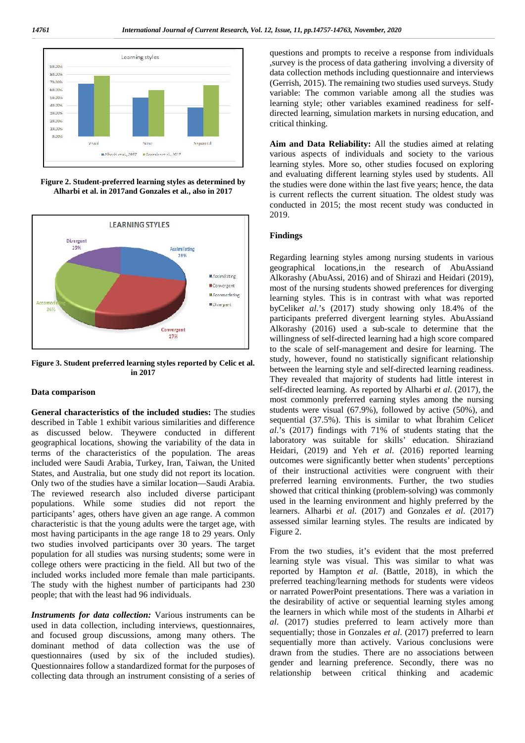Figure 2. Student-preferred learning styles as determined by Alharbi et al. in 2017and Gonzales et al., also in 2017

Figure 3. Student preferred learning styles reported by Celic et al. in 2017

### Data comparison

**General characteristics of the included studies:** The studies described in Table 1 exhibit various similarities and difference as discussed below. Theywere conducted in different geographical locations, showing the variability of the data in terms of the characteristics of the population. The areas included were Saudi Arabia, Turkey, Iran, Taiwan, the United States, and Australia, but one study did not report its location. Only two of the studies have a similar location—Saudi Arabia. The reviewed research also included diverse participant populations. While some studies did not report the participants' ages, others have given an age range. A common characteristic is that the young adults were the target age, with most having participants in the age range 18 to 29 years. Only two studies involved participants over 30 years. The target population for all studies was nursing students; some were in college others were practicing in the field. All but two of the included works included more female than male participants. The study with the highest number of participants had 230 people; that with the least had 96 individuals.

***Instruments for data collection:*** Various instruments can be used in data collection, including interviews, questionnaires, and focused group discussions, among many others. The dominant method of data collection was the use of questionnaires (used by six of the included studies). Questionnaires follow a standardized format for the purposes of collecting data through an instrument consisting of a series of questions and prompts to receive a response from individuals ,survey is the process of data gathering involving a diversity of data collection methods including questionnaire and interviews (Gerrish, 2015). The remaining two studies used surveys. Study variable: The common variable among all the studies was learning style; other variables examined readiness for self-directed learning, simulation markets in nursing education, and critical thinking.

**Aim and Data Reliability:** All the studies aimed at relating various aspects of individuals and society to the various learning styles. More so, other studies focused on exploring and evaluating different learning styles used by students. All the studies were done within the last five years; hence, the data is current reflects the current situation. The oldest study was conducted in 2015; the most recent study was conducted in 2019.

### Findings

Regarding learning styles among nursing students in various geographical locations,in the research of AbuAssiand Alkorashy (AbuAssi, 2016) and of Shirazi and Heidari (2019), most of the nursing students showed preferences for diverging learning styles. This is in contrast with what was reported byCelik*et al.*'s (2017) study showing only 18.4% of the participants preferred divergent learning styles. AbuAssiand Alkorashy (2016) used a sub-scale to determine that the willingness of self-directed learning had a high score compared to the scale of self-management and desire for learning. The study, however, found no statistically significant relationship between the learning style and self-directed learning readiness. They revealed that majority of students had little interest in self-directed learning. As reported by Alharbi *et al.* (2017), the most commonly preferred earning styles among the nursing students were visual (67.9%), followed by active (50%), and sequential (37.5%). This is similar to what İbrahim Celic*et al.*'s (2017) findings with 71% of students stating that the laboratory was suitable for skills' education. Shiraziand Heidari, (2019) and Yeh *et al*. (2016) reported learning outcomes were significantly better when students' perceptions of their instructional activities were congruent with their preferred learning environments. Further, the two studies showed that critical thinking (problem-solving) was commonly used in the learning environment and highly preferred by the learners. Alharbi *et al.* (2017) and Gonzales *et al*. (2017) assessed similar learning styles. The results are indicated by Figure 2.

From the two studies, it's evident that the most preferred learning style was visual. This was similar to what was reported by Hampton *et al*. (Battle, 2018), in which the preferred teaching/learning methods for students were videos or narrated PowerPoint presentations. There was a variation in the desirability of active or sequential learning styles among the learners in which while most of the students in Alharbi *et al*. (2017) studies preferred to learn actively more than sequentially; those in Gonzales *et al*. (2017) preferred to learn sequentially more than actively. Various conclusions were drawn from the studies. There are no associations between gender and learning preference. Secondly, there was no relationship between critical thinking and academic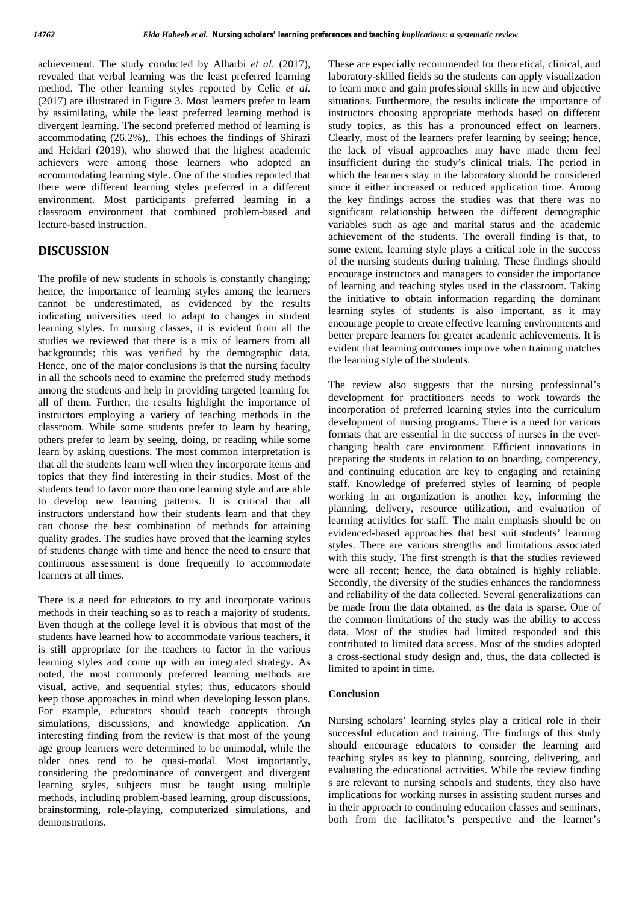achievement. The study conducted by Alharbi *et al*. (2017), revealed that verbal learning was the least preferred learning method. The other learning styles reported by Celic *et al*. (2017) are illustrated in Figure 3. Most learners prefer to learn by assimilating, while the least preferred learning method is divergent learning. The second preferred method of learning is accommodating (26.2%),. This echoes the findings of Shirazi and Heidari (2019), who showed that the highest academic achievers were among those learners who adopted an accommodating learning style. One of the studies reported that there were different learning styles preferred in a different environment. Most participants preferred learning in a classroom environment that combined problem-based and lecture-based instruction.

## DISCUSSION

The profile of new students in schools is constantly changing; hence, the importance of learning styles among the learners cannot be underestimated, as evidenced by the results indicating universities need to adapt to changes in student learning styles. In nursing classes, it is evident from all the studies we reviewed that there is a mix of learners from all backgrounds; this was verified by the demographic data. Hence, one of the major conclusions is that the nursing faculty in all the schools need to examine the preferred study methods among the students and help in providing targeted learning for all of them. Further, the results highlight the importance of instructors employing a variety of teaching methods in the classroom. While some students prefer to learn by hearing, others prefer to learn by seeing, doing, or reading while some learn by asking questions. The most common interpretation is that all the students learn well when they incorporate items and topics that they find interesting in their studies. Most of the students tend to favor more than one learning style and are able to develop new learning patterns. It is critical that all instructors understand how their students learn and that they can choose the best combination of methods for attaining quality grades. The studies have proved that the learning styles of students change with time and hence the need to ensure that continuous assessment is done frequently to accommodate learners at all times.

There is a need for educators to try and incorporate various methods in their teaching so as to reach a majority of students. Even though at the college level it is obvious that most of the students have learned how to accommodate various teachers, it is still appropriate for the teachers to factor in the various learning styles and come up with an integrated strategy. As noted, the most commonly preferred learning methods are visual, active, and sequential styles; thus, educators should keep those approaches in mind when developing lesson plans. For example, educators should teach concepts through simulations, discussions, and knowledge application. An interesting finding from the review is that most of the young age group learners were determined to be unimodal, while the older ones tend to be quasi-modal. Most importantly, considering the predominance of convergent and divergent learning styles, subjects must be taught using multiple methods, including problem-based learning, group discussions, brainstorming, role-playing, computerized simulations, and demonstrations.

These are especially recommended for theoretical, clinical, and laboratory-skilled fields so the students can apply visualization to learn more and gain professional skills in new and objective situations. Furthermore, the results indicate the importance of instructors choosing appropriate methods based on different study topics, as this has a pronounced effect on learners. Clearly, most of the learners prefer learning by seeing; hence, the lack of visual approaches may have made them feel insufficient during the study's clinical trials. The period in which the learners stay in the laboratory should be considered since it either increased or reduced application time. Among the key findings across the studies was that there was no significant relationship between the different demographic variables such as age and marital status and the academic achievement of the students. The overall finding is that, to some extent, learning style plays a critical role in the success of the nursing students during training. These findings should encourage instructors and managers to consider the importance of learning and teaching styles used in the classroom. Taking the initiative to obtain information regarding the dominant learning styles of students is also important, as it may encourage people to create effective learning environments and better prepare learners for greater academic achievements. It is evident that learning outcomes improve when training matches the learning style of the students.

The review also suggests that the nursing professional's development for practitioners needs to work towards the incorporation of preferred learning styles into the curriculum development of nursing programs. There is a need for various formats that are essential in the success of nurses in the ever-changing health care environment. Efficient innovations in preparing the students in relation to on boarding, competency, and continuing education are key to engaging and retaining staff. Knowledge of preferred styles of learning of people working in an organization is another key, informing the planning, delivery, resource utilization, and evaluation of learning activities for staff. The main emphasis should be on evidenced-based approaches that best suit students' learning styles. There are various strengths and limitations associated with this study. The first strength is that the studies reviewed were all recent; hence, the data obtained is highly reliable. Secondly, the diversity of the studies enhances the randomness and reliability of the data collected. Several generalizations can be made from the data obtained, as the data is sparse. One of the common limitations of the study was the ability to access data. Most of the studies had limited responded and this contributed to limited data access. Most of the studies adopted a cross-sectional study design and, thus, the data collected is limited to apoint in time.

### Conclusion

Nursing scholars' learning styles play a critical role in their successful education and training. The findings of this study should encourage educators to consider the learning and teaching styles as key to planning, sourcing, delivering, and evaluating the educational activities. While the review finding s are relevant to nursing schools and students, they also have implications for working nurses in assisting student nurses and in their approach to continuing education classes and seminars, both from the facilitator's perspective and the learner's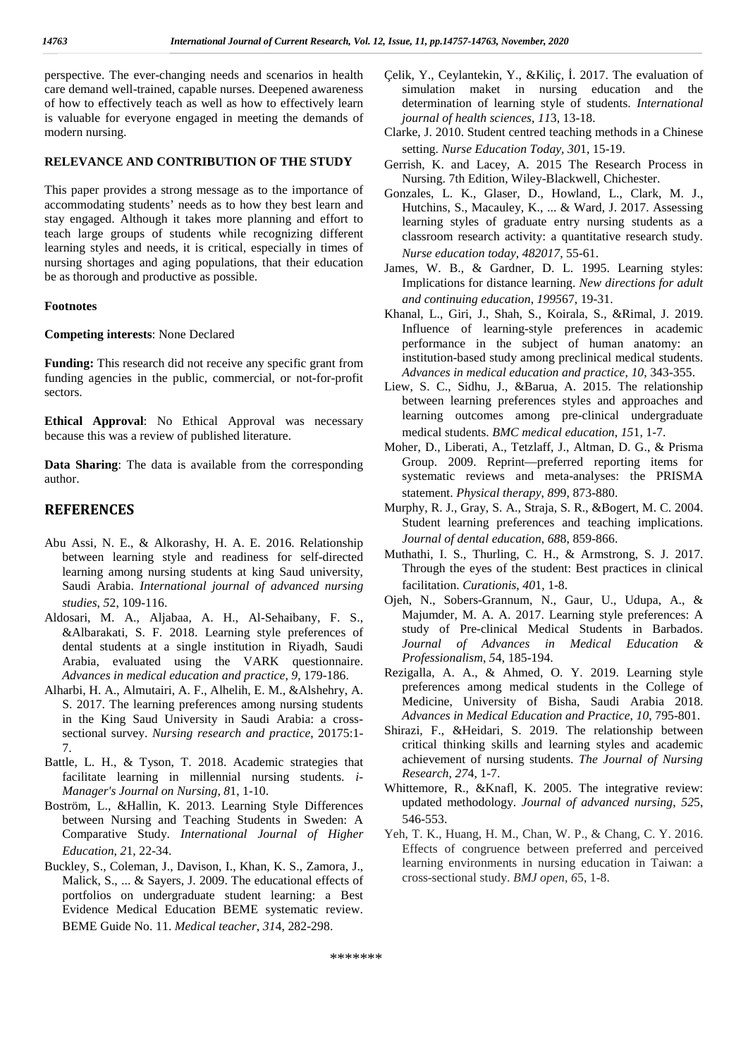perspective. The ever-changing needs and scenarios in health care demand well-trained, capable nurses. Deepened awareness of how to effectively teach as well as how to effectively learn is valuable for everyone engaged in meeting the demands of modern nursing.

## RELEVANCE AND CONTRIBUTION OF THE STUDY

This paper provides a strong message as to the importance of accommodating students' needs as to how they best learn and stay engaged. Although it takes more planning and effort to teach large groups of students while recognizing different learning styles and needs, it is critical, especially in times of nursing shortages and aging populations, that their education be as thorough and productive as possible.

### Footnotes

**Competing interests**: None Declared

**Funding:** This research did not receive any specific grant from funding agencies in the public, commercial, or not-for-profit sectors.

**Ethical Approval**: No Ethical Approval was necessary because this was a review of published literature.

**Data Sharing**: The data is available from the corresponding author.

## REFERENCES

Abu Assi, N. E., & Alkorashy, H. A. E. 2016. Relationship between learning style and readiness for self-directed learning among nursing students at king Saud university, Saudi Arabia. *International journal of advanced nursing studies*, *5*2, 109-116.

Aldosari, M. A., Aljabaa, A. H., Al-Sehaibany, F. S., &Albarakati, S. F. 2018. Learning style preferences of dental students at a single institution in Riyadh, Saudi Arabia, evaluated using the VARK questionnaire. *Advances in medical education and practice*, *9*, 179-186.

Alharbi, H. A., Almutairi, A. F., Alhelih, E. M., &Alshehry, A. S. 2017. The learning preferences among nursing students in the King Saud University in Saudi Arabia: a cross-sectional survey. *Nursing research and practice*, 20175:1-7.

Battle, L. H., & Tyson, T. 2018. Academic strategies that facilitate learning in millennial nursing students. *i-Manager's Journal on Nursing*, *8*1, 1-10.

Boström, L., &Hallin, K. 2013. Learning Style Differences between Nursing and Teaching Students in Sweden: A Comparative Study. *International Journal of Higher Education*, *2*1, 22-34.

Buckley, S., Coleman, J., Davison, I., Khan, K. S., Zamora, J., Malick, S., ... & Sayers, J. 2009. The educational effects of portfolios on undergraduate student learning: a Best Evidence Medical Education BEME systematic review. BEME Guide No. 11. *Medical teacher*, *31*4, 282-298.

Çelik, Y., Ceylantekin, Y., &Kiliç, İ. 2017. The evaluation of simulation maket in nursing education and the determination of learning style of students. *International journal of health sciences*, *11*3, 13-18.

Clarke, J. 2010. Student centred teaching methods in a Chinese setting. *Nurse Education Today*, *30*1, 15-19.

Gerrish, K. and Lacey, A. 2015 The Research Process in Nursing. 7th Edition, Wiley-Blackwell, Chichester.

Gonzales, L. K., Glaser, D., Howland, L., Clark, M. J., Hutchins, S., Macauley, K., ... & Ward, J. 2017. Assessing learning styles of graduate entry nursing students as a classroom research activity: a quantitative research study. *Nurse education today*, *482017*, 55-61.

James, W. B., & Gardner, D. L. 1995. Learning styles: Implications for distance learning. *New directions for adult and continuing education*, *1995*67, 19-31.

Khanal, L., Giri, J., Shah, S., Koirala, S., &Rimal, J. 2019. Influence of learning-style preferences in academic performance in the subject of human anatomy: an institution-based study among preclinical medical students. *Advances in medical education and practice*, *10*, 343-355.

Liew, S. C., Sidhu, J., &Barua, A. 2015. The relationship between learning preferences styles and approaches and learning outcomes among pre-clinical undergraduate medical students. *BMC medical education*, *15*1, 1-7.

Moher, D., Liberati, A., Tetzlaff, J., Altman, D. G., & Prisma Group. 2009. Reprint—preferred reporting items for systematic reviews and meta-analyses: the PRISMA statement. *Physical therapy*, *89*9, 873-880.

Murphy, R. J., Gray, S. A., Straja, S. R., &Bogert, M. C. 2004. Student learning preferences and teaching implications. *Journal of dental education*, *68*8, 859-866.

Muthathi, I. S., Thurling, C. H., & Armstrong, S. J. 2017. Through the eyes of the student: Best practices in clinical facilitation. *Curationis*, *40*1, 1-8.

Ojeh, N., Sobers-Grannum, N., Gaur, U., Udupa, A., & Majumder, M. A. A. 2017. Learning style preferences: A study of Pre-clinical Medical Students in Barbados. *Journal of Advances in Medical Education & Professionalism*, *5*4, 185-194.

Rezigalla, A. A., & Ahmed, O. Y. 2019. Learning style preferences among medical students in the College of Medicine, University of Bisha, Saudi Arabia 2018. *Advances in Medical Education and Practice*, *10*, 795-801.

Shirazi, F., &Heidari, S. 2019. The relationship between critical thinking skills and learning styles and academic achievement of nursing students. *The Journal of Nursing Research*, *27*4, 1-7.

Whittemore, R., &Knafl, K. 2005. The integrative review: updated methodology. *Journal of advanced nursing*, *52*5, 546-553.

Yeh, T. K., Huang, H. M., Chan, W. P., & Chang, C. Y. 2016. Effects of congruence between preferred and perceived learning environments in nursing education in Taiwan: a cross-sectional study. *BMJ open*, *6*5, 1-8.

*******